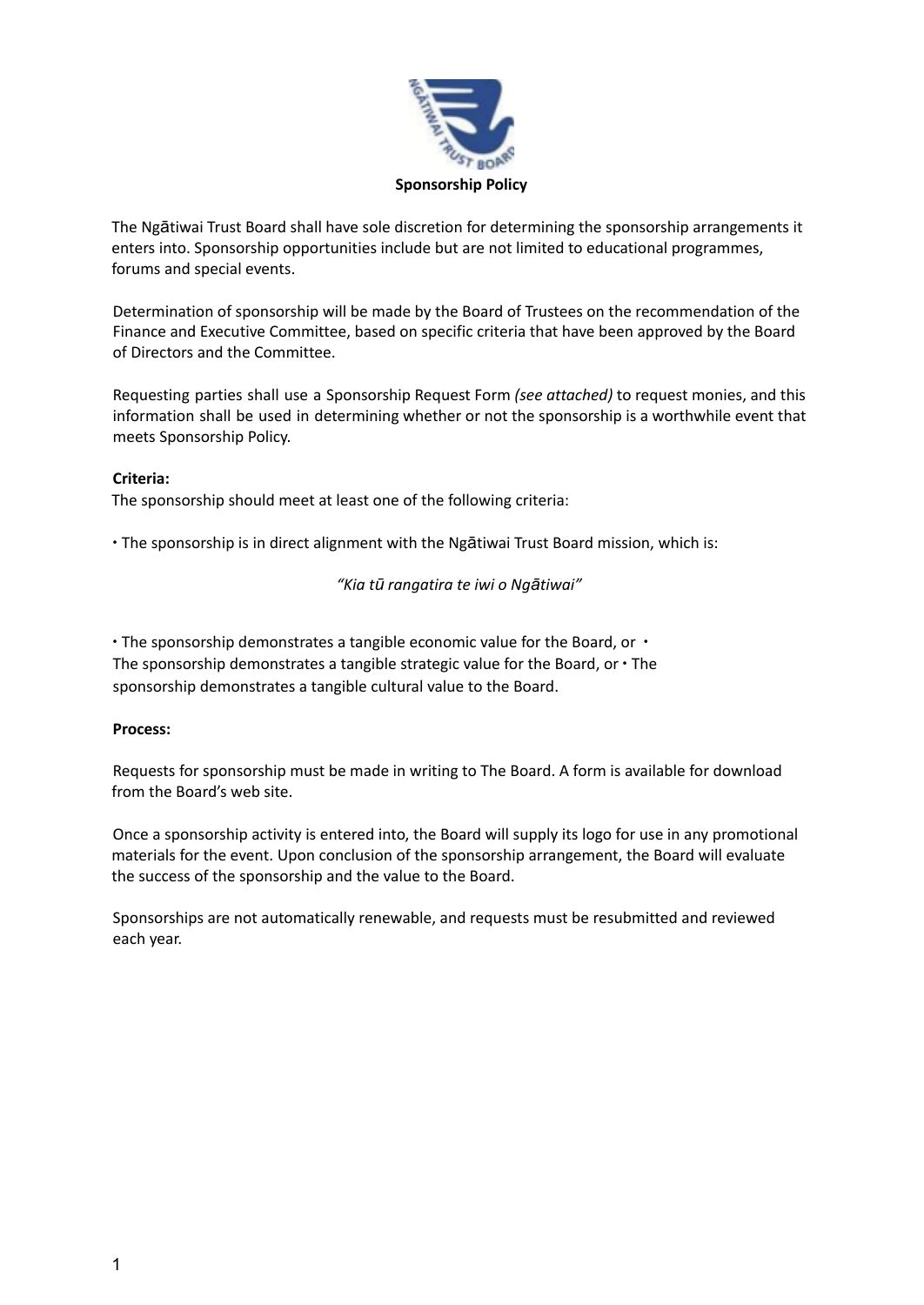**Sponsorship Policy**

The Ngātiwai Trust Board shall have sole discretion for determining the sponsorship arrangements it enters into. Sponsorship opportunities include but are not limited to educational programmes, forums and special events.

Determination of sponsorship will be made by the Board of Trustees on the recommendation of the Finance and Executive Committee, based on specific criteria that have been approved by the Board of Directors and the Committee.

Requesting parties shall use a Sponsorship Request Form *(see attached)* to request monies, and this information shall be used in determining whether or not the sponsorship is a worthwhile event that meets Sponsorship Policy.

**Criteria:**

The sponsorship should meet at least one of the following criteria:

- The sponsorship is in direct alignment with the Ngātiwai Trust Board mission, which is:

*"Kia tū rangatira te iwi o Ngātiwai"*

- The sponsorship demonstrates a tangible economic value for the Board, or
- The sponsorship demonstrates a tangible strategic value for the Board, or
- The sponsorship demonstrates a tangible cultural value to the Board.

**Process:**

Requests for sponsorship must be made in writing to The Board. A form is available for download from the Board's web site.

Once a sponsorship activity is entered into, the Board will supply its logo for use in any promotional materials for the event. Upon conclusion of the sponsorship arrangement, the Board will evaluate the success of the sponsorship and the value to the Board.

Sponsorships are not automatically renewable, and requests must be resubmitted and reviewed each year.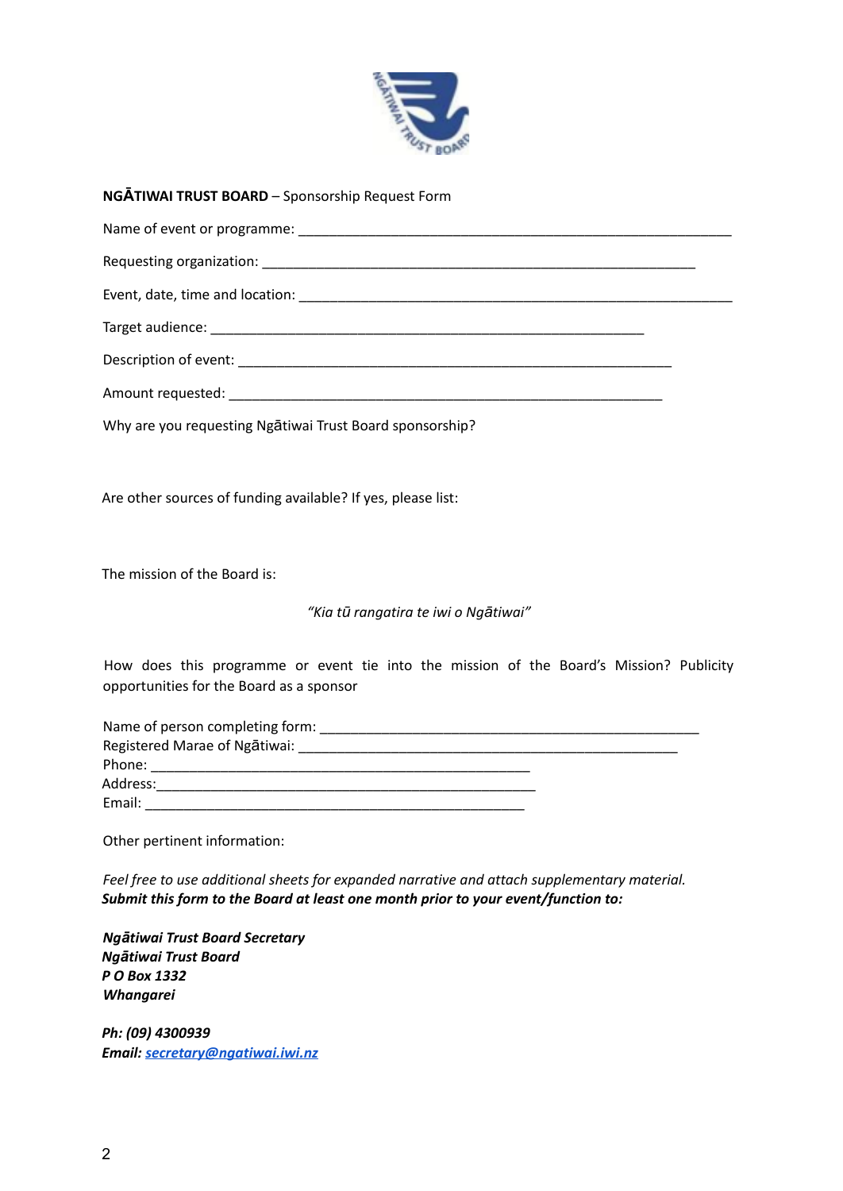**NGĀTIWAI TRUST BOARD** – Sponsorship Request Form

Name of event or programme: \_\_\_\_\_\_\_\_\_\_\_\_\_\_\_\_\_\_\_\_\_\_\_\_\_\_\_\_\_\_\_\_\_\_\_\_\_\_\_\_\_\_\_\_\_\_\_\_\_\_\_\_\_\_\_\_

Requesting organization: \_\_\_\_\_\_\_\_\_\_\_\_\_\_\_\_\_\_\_\_\_\_\_\_\_\_\_\_\_\_\_\_\_\_\_\_\_\_\_\_\_\_\_\_\_\_\_\_\_\_\_\_\_\_\_\_

Event, date, time and location: \_\_\_\_\_\_\_\_\_\_\_\_\_\_\_\_\_\_\_\_\_\_\_\_\_\_\_\_\_\_\_\_\_\_\_\_\_\_\_\_\_\_\_\_\_\_\_\_\_\_\_\_\_\_\_\_

Target audience: \_\_\_\_\_\_\_\_\_\_\_\_\_\_\_\_\_\_\_\_\_\_\_\_\_\_\_\_\_\_\_\_\_\_\_\_\_\_\_\_\_\_\_\_\_\_\_\_\_\_\_\_\_\_\_\_

Description of event: \_\_\_\_\_\_\_\_\_\_\_\_\_\_\_\_\_\_\_\_\_\_\_\_\_\_\_\_\_\_\_\_\_\_\_\_\_\_\_\_\_\_\_\_\_\_\_\_\_\_\_\_\_\_\_\_

Amount requested: \_\_\_\_\_\_\_\_\_\_\_\_\_\_\_\_\_\_\_\_\_\_\_\_\_\_\_\_\_\_\_\_\_\_\_\_\_\_\_\_\_\_\_\_\_\_\_\_\_\_\_\_\_\_\_\_

Why are you requesting Ngātiwai Trust Board sponsorship?

Are other sources of funding available? If yes, please list:

The mission of the Board is:

*"Kia tū rangatira te iwi o Ngātiwai"*

How does this programme or event tie into the mission of the Board's Mission? Publicity opportunities for the Board as a sponsor

Name of person completing form: \_\_\_\_\_\_\_\_\_\_\_\_\_\_\_\_\_\_\_\_\_\_\_\_\_\_\_\_\_\_\_\_\_\_\_\_\_\_\_\_\_\_\_\_\_\_\_\_\_\_
Registered Marae of Ngātiwai: \_\_\_\_\_\_\_\_\_\_\_\_\_\_\_\_\_\_\_\_\_\_\_\_\_\_\_\_\_\_\_\_\_\_\_\_\_\_\_\_\_\_\_\_\_\_\_\_\_\_
Phone: \_\_\_\_\_\_\_\_\_\_\_\_\_\_\_\_\_\_\_\_\_\_\_\_\_\_\_\_\_\_\_\_\_\_\_\_\_\_\_\_\_\_\_\_\_\_\_\_\_\_
Address:\_\_\_\_\_\_\_\_\_\_\_\_\_\_\_\_\_\_\_\_\_\_\_\_\_\_\_\_\_\_\_\_\_\_\_\_\_\_\_\_\_\_\_\_\_\_\_\_\_\_
Email: \_\_\_\_\_\_\_\_\_\_\_\_\_\_\_\_\_\_\_\_\_\_\_\_\_\_\_\_\_\_\_\_\_\_\_\_\_\_\_\_\_\_\_\_\_\_\_\_\_\_

Other pertinent information:

*Feel free to use additional sheets for expanded narrative and attach supplementary material.*
***Submit this form to the Board at least one month prior to your event/function to:***

***Ngātiwai Trust Board Secretary***
***Ngātiwai Trust Board***
***P O Box 1332***
***Whangarei***

***Ph: (09) 4300939***
***Email: secretary@ngatiwai.iwi.nz***